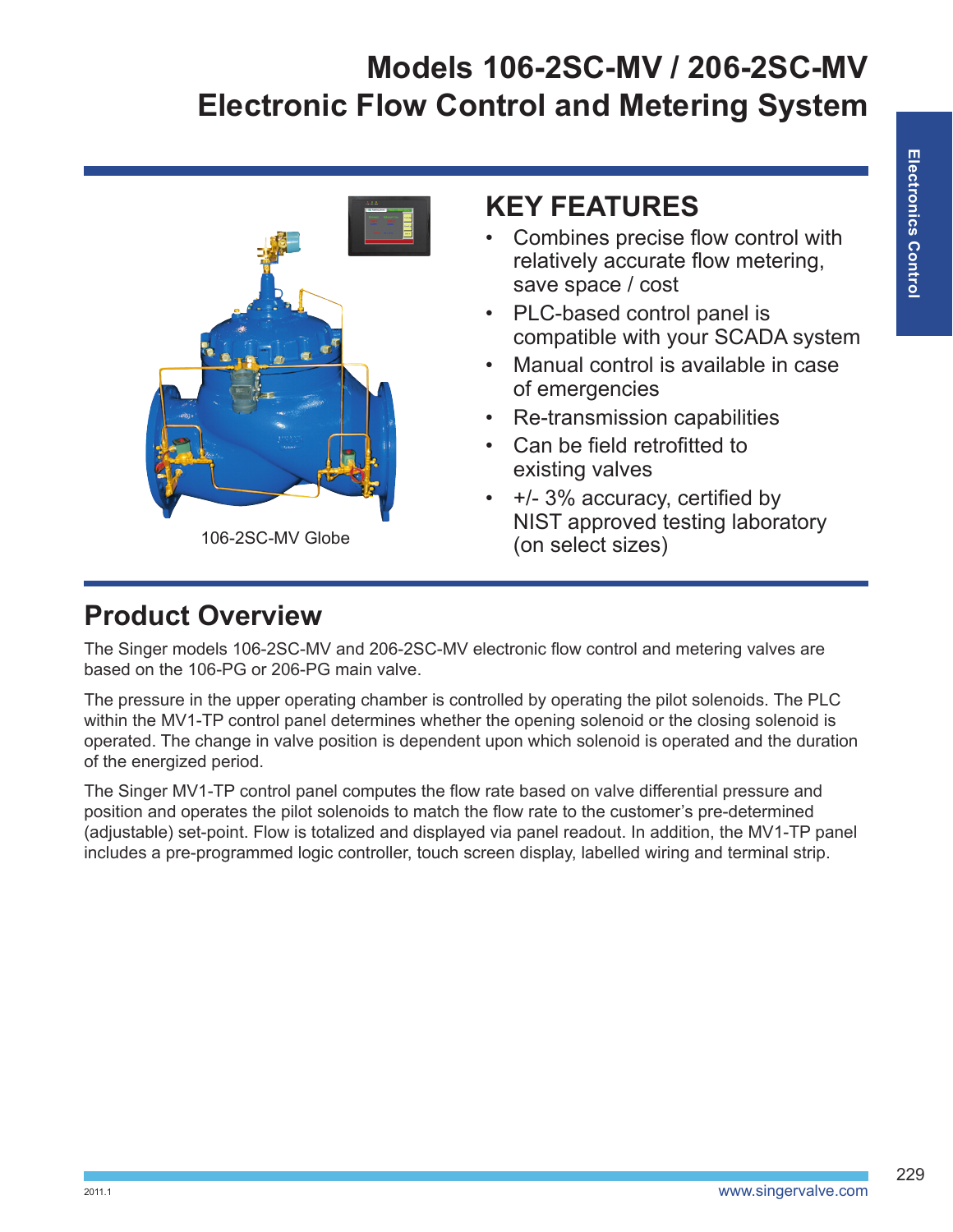# Models 106-2SC-MV / 206-2SC-MV
# Electronic Flow Control and Metering System

106-2SC-MV Globe

## KEY FEATURES

- Combines precise flow control with relatively accurate flow metering, save space / cost
- PLC-based control panel is compatible with your SCADA system
- Manual control is available in case of emergencies
- Re-transmission capabilities
- Can be field retrofitted to existing valves
- +/- 3% accuracy, certified by NIST approved testing laboratory (on select sizes)

## Product Overview

The Singer models 106-2SC-MV and 206-2SC-MV electronic flow control and metering valves are based on the 106-PG or 206-PG main valve.

The pressure in the upper operating chamber is controlled by operating the pilot solenoids. The PLC within the MV1-TP control panel determines whether the opening solenoid or the closing solenoid is operated. The change in valve position is dependent upon which solenoid is operated and the duration of the energized period.

The Singer MV1-TP control panel computes the flow rate based on valve differential pressure and position and operates the pilot solenoids to match the flow rate to the customer's pre-determined (adjustable) set-point. Flow is totalized and displayed via panel readout. In addition, the MV1-TP panel includes a pre-programmed logic controller, touch screen display, labelled wiring and terminal strip.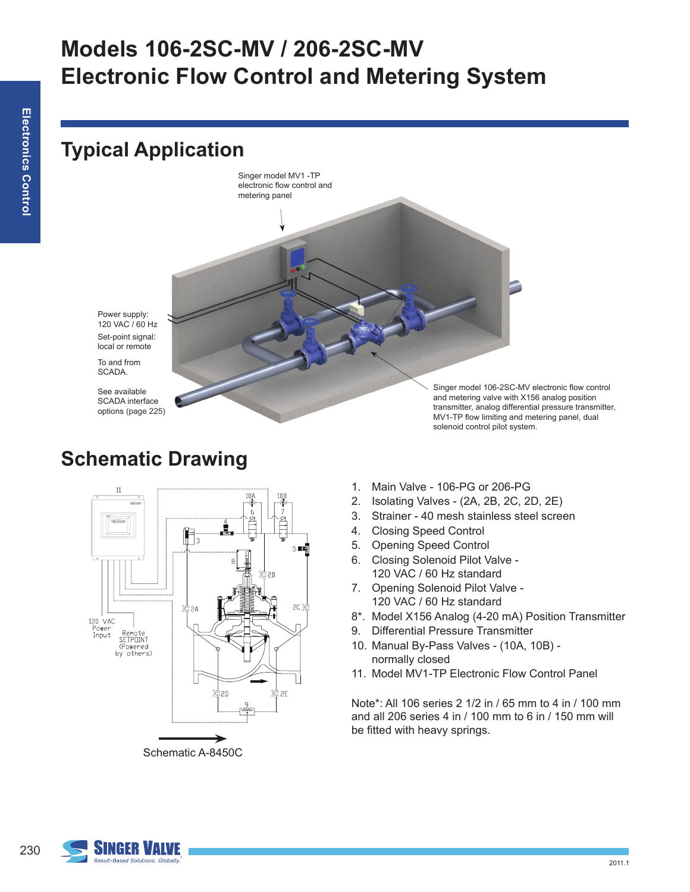# Models 106-2SC-MV / 206-2SC-MV Electronic Flow Control and Metering System

## Typical Application

Singer model MV1 -TP electronic flow control and metering panel

Power supply: 120 VAC / 60 Hz

Set-point signal: local or remote

To and from SCADA.

See available SCADA interface options (page 225)

Singer model 106-2SC-MV electronic flow control and metering valve with X156 analog position transmitter, analog differential pressure transmitter, MV1-TP flow limiting and metering panel, dual solenoid control pilot system.

## Schematic Drawing

120 VAC Power Input

Remote SETPOINT (Powered by others)

Schematic A-8450C

1. Main Valve - 106-PG or 206-PG
2. Isolating Valves - (2A, 2B, 2C, 2D, 2E)
3. Strainer - 40 mesh stainless steel screen
4. Closing Speed Control
5. Opening Speed Control
6. Closing Solenoid Pilot Valve - 120 VAC / 60 Hz standard
7. Opening Solenoid Pilot Valve - 120 VAC / 60 Hz standard
8*. Model X156 Analog (4-20 mA) Position Transmitter
9. Differential Pressure Transmitter
10. Manual By-Pass Valves - (10A, 10B) - normally closed
11. Model MV1-TP Electronic Flow Control Panel

Note*: All 106 series 2 1/2 in / 65 mm to 4 in / 100 mm and all 206 series 4 in / 100 mm to 6 in / 150 mm will be fitted with heavy springs.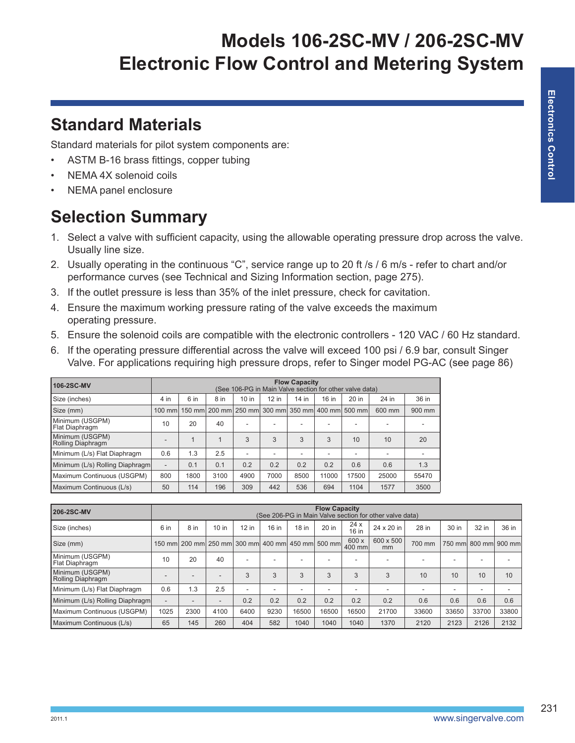# Models 106-2SC-MV / 206-2SC-MV
# Electronic Flow Control and Metering System

## Standard Materials

Standard materials for pilot system components are:

- ASTM B-16 brass fittings, copper tubing
- NEMA 4X solenoid coils
- NEMA panel enclosure

## Selection Summary

1. Select a valve with sufficient capacity, using the allowable operating pressure drop across the valve. Usually line size.
2. Usually operating in the continuous “C”, service range up to 20 ft /s / 6 m/s - refer to chart and/or performance curves (see Technical and Sizing Information section, page 275).
3. If the outlet pressure is less than 35% of the inlet pressure, check for cavitation.
4. Ensure the maximum working pressure rating of the valve exceeds the maximum operating pressure.
5. Ensure the solenoid coils are compatible with the electronic controllers - 120 VAC / 60 Hz standard.
6. If the operating pressure differential across the valve will exceed 100 psi / 6.9 bar, consult Singer Valve. For applications requiring high pressure drops, refer to Singer model PG-AC (see page 86)

| 106-2SC-MV | Flow Capacity (See 106-PG in Main Valve section for other valve data) | | | | | | | | | |
|---|---|---|---|---|---|---|---|---|---|---|
| Size (inches) | 4 in | 6 in | 8 in | 10 in | 12 in | 14 in | 16 in | 20 in | 24 in | 36 in |
| Size (mm) | 100 mm | 150 mm | 200 mm | 250 mm | 300 mm | 350 mm | 400 mm | 500 mm | 600 mm | 900 mm |
| Minimum (USGPM) Flat Diaphragm | 10 | 20 | 40 | - | - | - | - | - | - | - |
| Minimum (USGPM) Rolling Diaphragm | - | 1 | 1 | 3 | 3 | 3 | 3 | 10 | 10 | 20 |
| Minimum (L/s) Flat Diaphragm | 0.6 | 1.3 | 2.5 | - | - | - | - | - | - | - |
| Minimum (L/s) Rolling Diaphragm | - | 0.1 | 0.1 | 0.2 | 0.2 | 0.2 | 0.2 | 0.6 | 0.6 | 1.3 |
| Maximum Continuous (USGPM) | 800 | 1800 | 3100 | 4900 | 7000 | 8500 | 11000 | 17500 | 25000 | 55470 |
| Maximum Continuous (L/s) | 50 | 114 | 196 | 309 | 442 | 536 | 694 | 1104 | 1577 | 3500 |

| 206-2SC-MV | Flow Capacity (See 206-PG in Main Valve section for other valve data) | | | | | | | | | | | | |
|---|---|---|---|---|---|---|---|---|---|---|---|---|---|
| Size (inches) | 6 in | 8 in | 10 in | 12 in | 16 in | 18 in | 20 in | 24 x 16 in | 24 x 20 in | 28 in | 30 in | 32 in | 36 in |
| Size (mm) | 150 mm | 200 mm | 250 mm | 300 mm | 400 mm | 450 mm | 500 mm | 600 x 400 mm | 600 x 500 mm | 700 mm | 750 mm | 800 mm | 900 mm |
| Minimum (USGPM) Flat Diaphragm | 10 | 20 | 40 | - | - | - | - | - | - | - | - | - | - |
| Minimum (USGPM) Rolling Diaphragm | - | - | - | 3 | 3 | 3 | 3 | 3 | 3 | 10 | 10 | 10 | 10 |
| Minimum (L/s) Flat Diaphragm | 0.6 | 1.3 | 2.5 | - | - | - | - | - | - | - | - | - | - |
| Minimum (L/s) Rolling Diaphragm | - | - | - | 0.2 | 0.2 | 0.2 | 0.2 | 0.2 | 0.2 | 0.6 | 0.6 | 0.6 | 0.6 |
| Maximum Continuous (USGPM) | 1025 | 2300 | 4100 | 6400 | 9230 | 16500 | 16500 | 16500 | 21700 | 33600 | 33650 | 33700 | 33800 |
| Maximum Continuous (L/s) | 65 | 145 | 260 | 404 | 582 | 1040 | 1040 | 1040 | 1370 | 2120 | 2123 | 2126 | 2132 |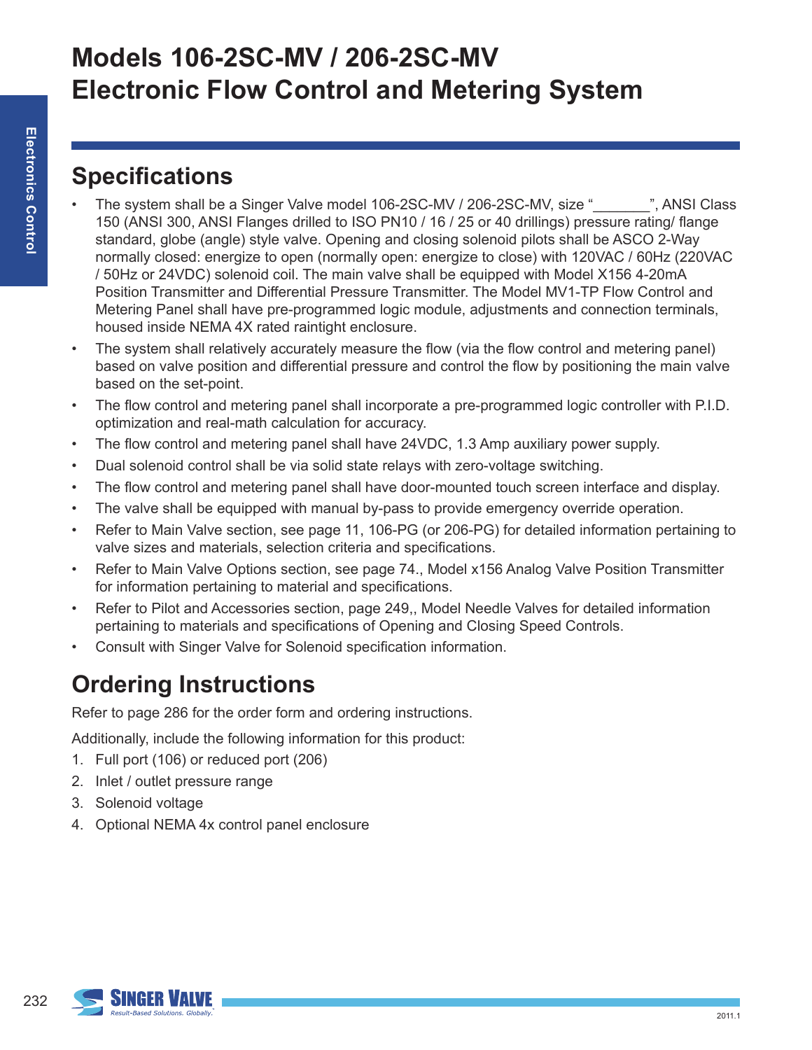# Models 106-2SC-MV / 206-2SC-MV
# Electronic Flow Control and Metering System

## Specifications

- The system shall be a Singer Valve model 106-2SC-MV / 206-2SC-MV, size "_______", ANSI Class 150 (ANSI 300, ANSI Flanges drilled to ISO PN10 / 16 / 25 or 40 drillings) pressure rating/ flange standard, globe (angle) style valve. Opening and closing solenoid pilots shall be ASCO 2-Way normally closed: energize to open (normally open: energize to close) with 120VAC / 60Hz (220VAC / 50Hz or 24VDC) solenoid coil. The main valve shall be equipped with Model X156 4-20mA Position Transmitter and Differential Pressure Transmitter. The Model MV1-TP Flow Control and Metering Panel shall have pre-programmed logic module, adjustments and connection terminals, housed inside NEMA 4X rated raintight enclosure.
- The system shall relatively accurately measure the flow (via the flow control and metering panel) based on valve position and differential pressure and control the flow by positioning the main valve based on the set-point.
- The flow control and metering panel shall incorporate a pre-programmed logic controller with P.I.D. optimization and real-math calculation for accuracy.
- The flow control and metering panel shall have 24VDC, 1.3 Amp auxiliary power supply.
- Dual solenoid control shall be via solid state relays with zero-voltage switching.
- The flow control and metering panel shall have door-mounted touch screen interface and display.
- The valve shall be equipped with manual by-pass to provide emergency override operation.
- Refer to Main Valve section, see page 11, 106-PG (or 206-PG) for detailed information pertaining to valve sizes and materials, selection criteria and specifications.
- Refer to Main Valve Options section, see page 74., Model x156 Analog Valve Position Transmitter for information pertaining to material and specifications.
- Refer to Pilot and Accessories section, page 249,, Model Needle Valves for detailed information pertaining to materials and specifications of Opening and Closing Speed Controls.
- Consult with Singer Valve for Solenoid specification information.

## Ordering Instructions

Refer to page 286 for the order form and ordering instructions.

Additionally, include the following information for this product:

1. Full port (106) or reduced port (206)
2. Inlet / outlet pressure range
3. Solenoid voltage
4. Optional NEMA 4x control panel enclosure